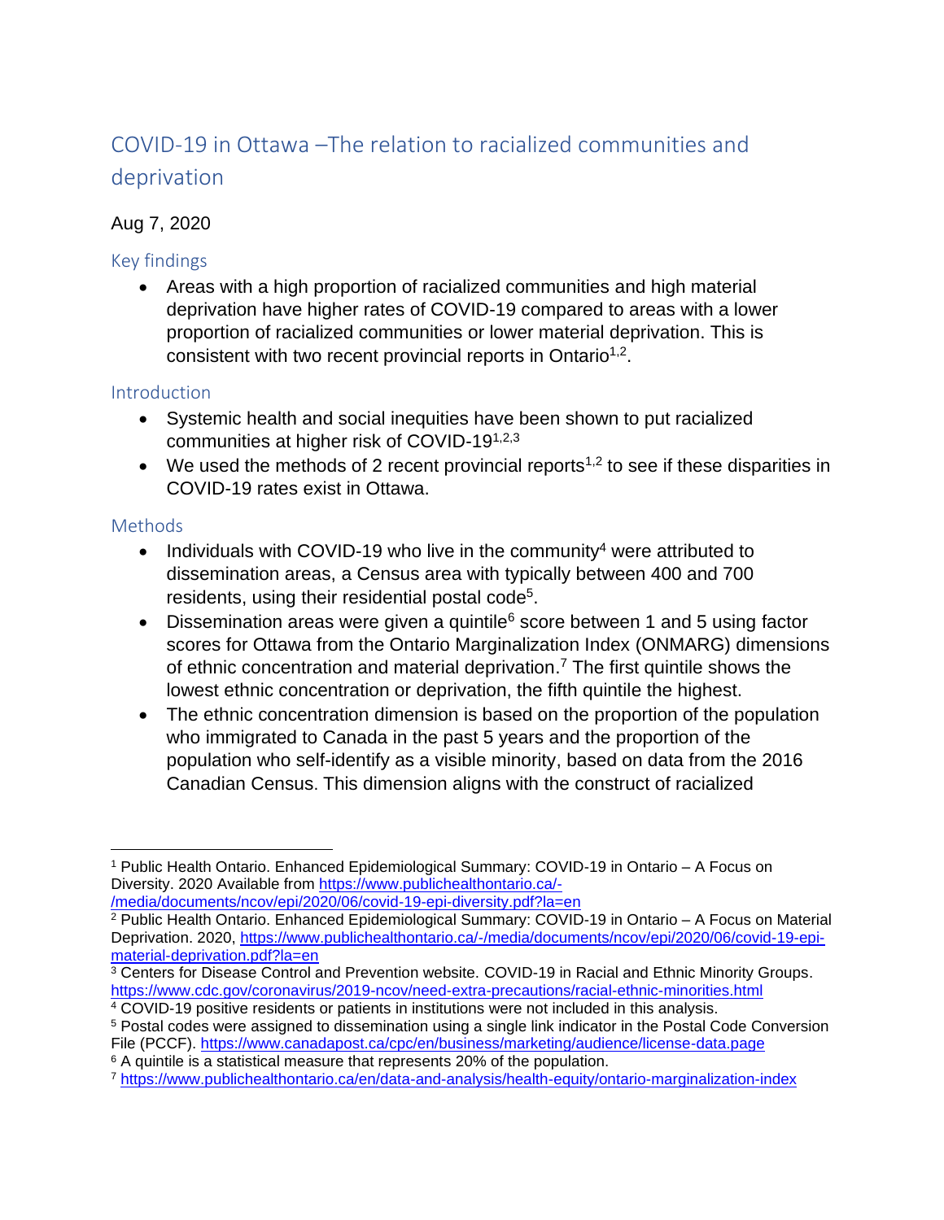# COVID-19 in Ottawa –The relation to racialized communities and deprivation

Aug 7, 2020

## Key findings

- Areas with a high proportion of racialized communities and high material deprivation have higher rates of COVID-19 compared to areas with a lower proportion of racialized communities or lower material deprivation. This is consistent with two recent provincial reports in Ontario[1,2].

## Introduction

- Systemic health and social inequities have been shown to put racialized communities at higher risk of COVID-19[1,2,3]
- We used the methods of 2 recent provincial reports[1,2] to see if these disparities in COVID-19 rates exist in Ottawa.

## Methods

- Individuals with COVID-19 who live in the community[4] were attributed to dissemination areas, a Census area with typically between 400 and 700 residents, using their residential postal code[5].
- Dissemination areas were given a quintile[6] score between 1 and 5 using factor scores for Ottawa from the Ontario Marginalization Index (ONMARG) dimensions of ethnic concentration and material deprivation.[7] The first quintile shows the lowest ethnic concentration or deprivation, the fifth quintile the highest.
- The ethnic concentration dimension is based on the proportion of the population who immigrated to Canada in the past 5 years and the proportion of the population who self-identify as a visible minority, based on data from the 2016 Canadian Census. This dimension aligns with the construct of racialized

---

[1] Public Health Ontario. Enhanced Epidemiological Summary: COVID-19 in Ontario – A Focus on Diversity. 2020 Available from https://www.publichealthontario.ca/-/media/documents/ncov/epi/2020/06/covid-19-epi-diversity.pdf?la=en

[2] Public Health Ontario. Enhanced Epidemiological Summary: COVID-19 in Ontario – A Focus on Material Deprivation. 2020, https://www.publichealthontario.ca/-/media/documents/ncov/epi/2020/06/covid-19-epi-material-deprivation.pdf?la=en

[3] Centers for Disease Control and Prevention website. COVID-19 in Racial and Ethnic Minority Groups. https://www.cdc.gov/coronavirus/2019-ncov/need-extra-precautions/racial-ethnic-minorities.html

[4] COVID-19 positive residents or patients in institutions were not included in this analysis.

[5] Postal codes were assigned to dissemination using a single link indicator in the Postal Code Conversion File (PCCF). https://www.canadapost.ca/cpc/en/business/marketing/audience/license-data.page

[6] A quintile is a statistical measure that represents 20% of the population.

[7] https://www.publichealthontario.ca/en/data-and-analysis/health-equity/ontario-marginalization-index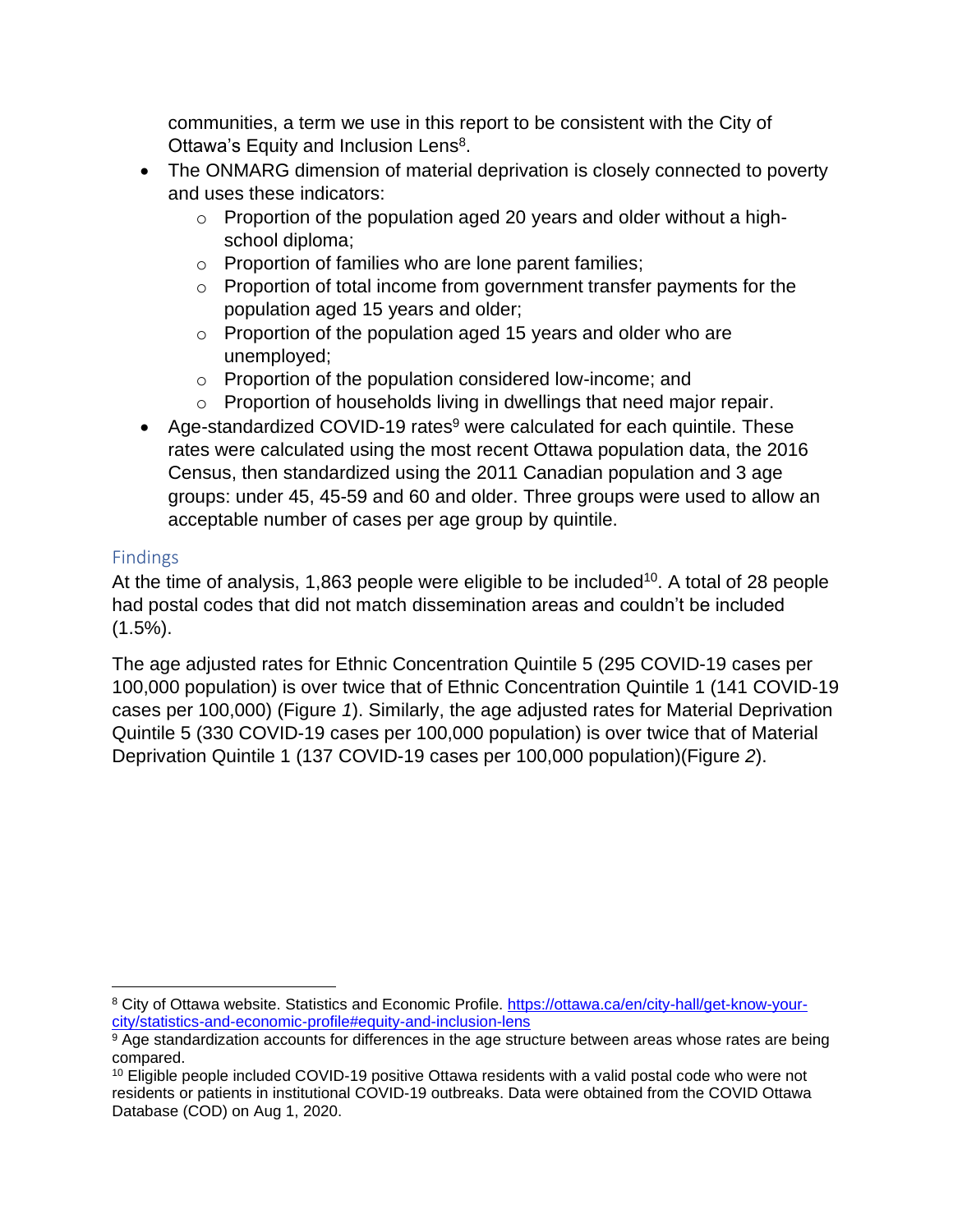communities, a term we use in this report to be consistent with the City of Ottawa's Equity and Inclusion Lens[8].

- The ONMARG dimension of material deprivation is closely connected to poverty and uses these indicators:
  - Proportion of the population aged 20 years and older without a high-school diploma;
  - Proportion of families who are lone parent families;
  - Proportion of total income from government transfer payments for the population aged 15 years and older;
  - Proportion of the population aged 15 years and older who are unemployed;
  - Proportion of the population considered low-income; and
  - Proportion of households living in dwellings that need major repair.
- Age-standardized COVID-19 rates[9] were calculated for each quintile. These rates were calculated using the most recent Ottawa population data, the 2016 Census, then standardized using the 2011 Canadian population and 3 age groups: under 45, 45-59 and 60 and older. Three groups were used to allow an acceptable number of cases per age group by quintile.

## Findings

At the time of analysis, 1,863 people were eligible to be included[10]. A total of 28 people had postal codes that did not match dissemination areas and couldn't be included (1.5%).

The age adjusted rates for Ethnic Concentration Quintile 5 (295 COVID-19 cases per 100,000 population) is over twice that of Ethnic Concentration Quintile 1 (141 COVID-19 cases per 100,000) (Figure *1*). Similarly, the age adjusted rates for Material Deprivation Quintile 5 (330 COVID-19 cases per 100,000 population) is over twice that of Material Deprivation Quintile 1 (137 COVID-19 cases per 100,000 population)(Figure *2*).

---

[8] City of Ottawa website. Statistics and Economic Profile. https://ottawa.ca/en/city-hall/get-know-your-city/statistics-and-economic-profile#equity-and-inclusion-lens

[9] Age standardization accounts for differences in the age structure between areas whose rates are being compared.

[10] Eligible people included COVID-19 positive Ottawa residents with a valid postal code who were not residents or patients in institutional COVID-19 outbreaks. Data were obtained from the COVID Ottawa Database (COD) on Aug 1, 2020.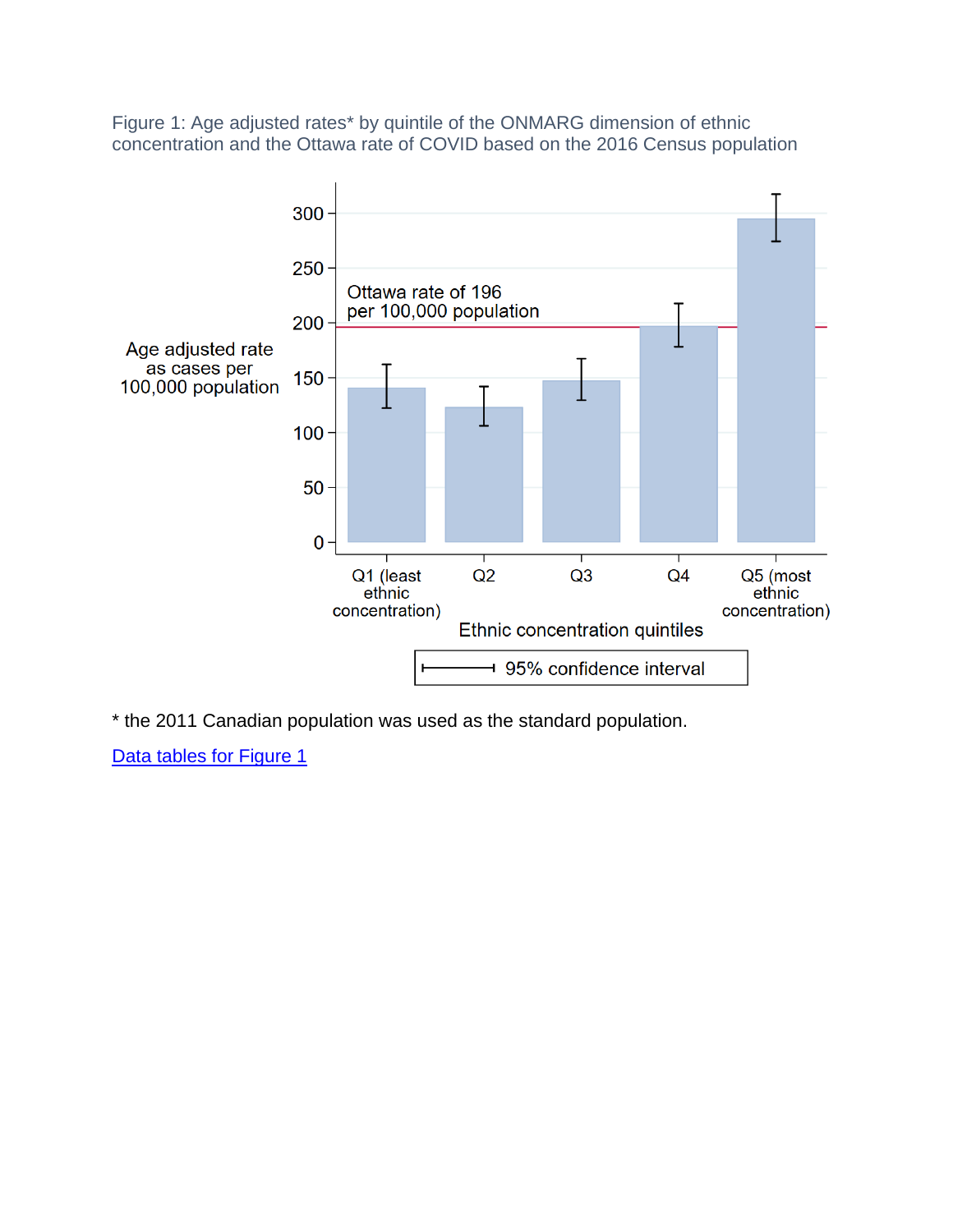Figure 1: Age adjusted rates* by quintile of the ONMARG dimension of ethnic concentration and the Ottawa rate of COVID based on the 2016 Census population

* the 2011 Canadian population was used as the standard population.

[Data tables for Figure 1](#)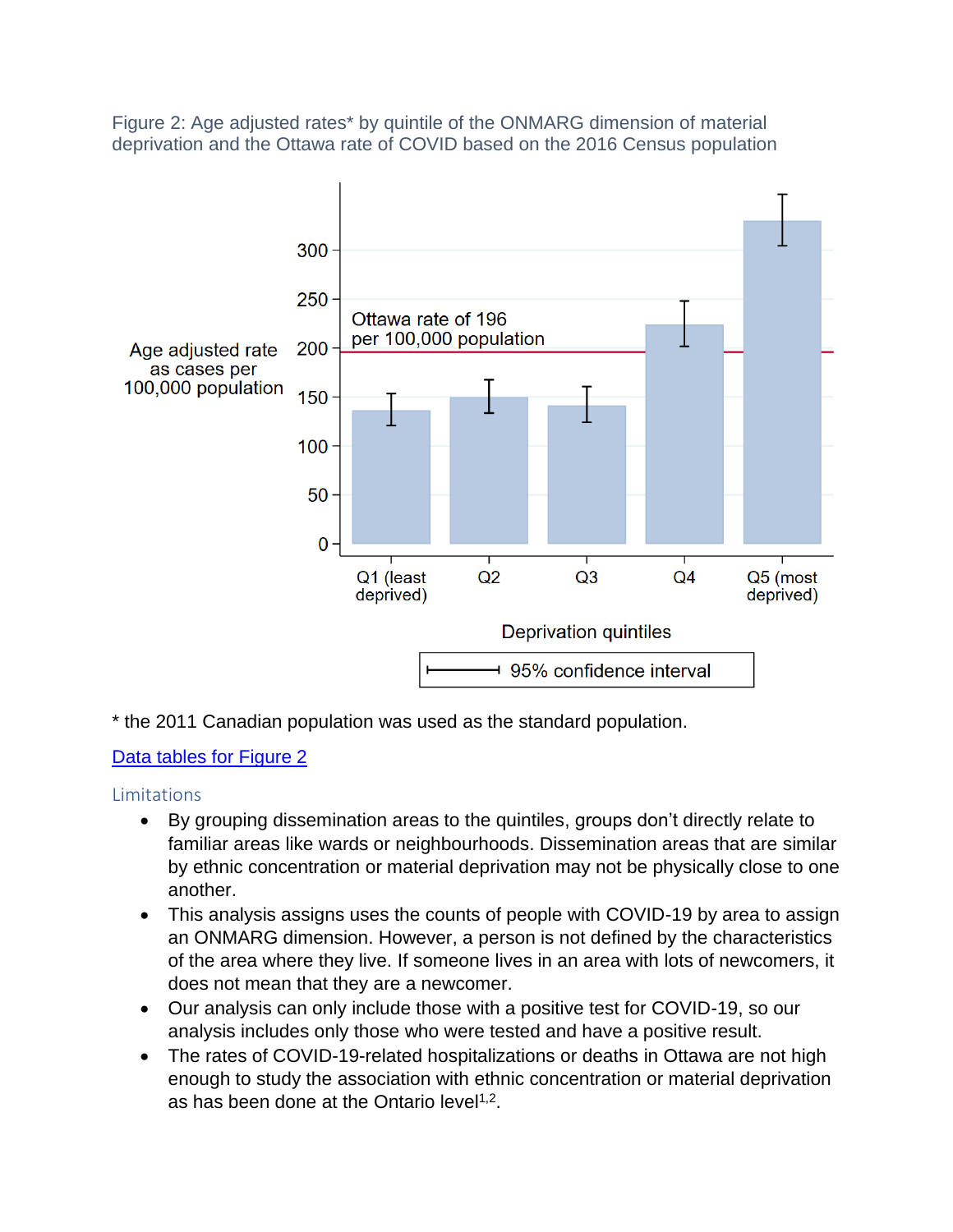Figure 2: Age adjusted rates* by quintile of the ONMARG dimension of material deprivation and the Ottawa rate of COVID based on the 2016 Census population

\* the 2011 Canadian population was used as the standard population.

[Data tables for Figure 2]

### Limitations

- By grouping dissemination areas to the quintiles, groups don't directly relate to familiar areas like wards or neighbourhoods. Dissemination areas that are similar by ethnic concentration or material deprivation may not be physically close to one another.
- This analysis assigns uses the counts of people with COVID-19 by area to assign an ONMARG dimension. However, a person is not defined by the characteristics of the area where they live. If someone lives in an area with lots of newcomers, it does not mean that they are a newcomer.
- Our analysis can only include those with a positive test for COVID-19, so our analysis includes only those who were tested and have a positive result.
- The rates of COVID-19-related hospitalizations or deaths in Ottawa are not high enough to study the association with ethnic concentration or material deprivation as has been done at the Ontario level[1,2].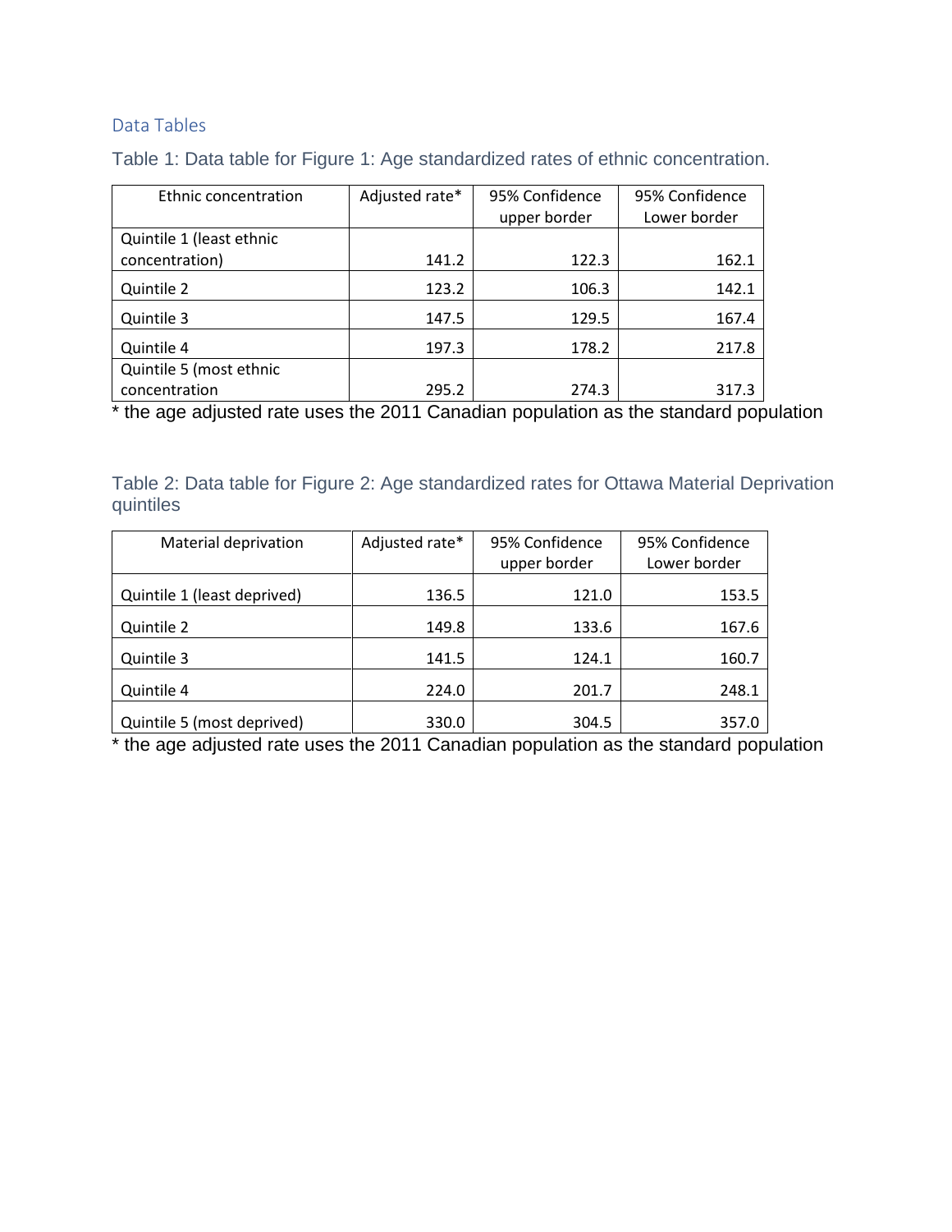## Data Tables

### Table 1: Data table for Figure 1: Age standardized rates of ethnic concentration.

| Ethnic concentration | Adjusted rate* | 95% Confidence upper border | 95% Confidence Lower border |
|---|---|---|---|
| Quintile 1 (least ethnic concentration) | 141.2 | 122.3 | 162.1 |
| Quintile 2 | 123.2 | 106.3 | 142.1 |
| Quintile 3 | 147.5 | 129.5 | 167.4 |
| Quintile 4 | 197.3 | 178.2 | 217.8 |
| Quintile 5 (most ethnic concentration | 295.2 | 274.3 | 317.3 |

* the age adjusted rate uses the 2011 Canadian population as the standard population

### Table 2: Data table for Figure 2: Age standardized rates for Ottawa Material Deprivation quintiles

| Material deprivation | Adjusted rate* | 95% Confidence upper border | 95% Confidence Lower border |
|---|---|---|---|
| Quintile 1 (least deprived) | 136.5 | 121.0 | 153.5 |
| Quintile 2 | 149.8 | 133.6 | 167.6 |
| Quintile 3 | 141.5 | 124.1 | 160.7 |
| Quintile 4 | 224.0 | 201.7 | 248.1 |
| Quintile 5 (most deprived) | 330.0 | 304.5 | 357.0 |

* the age adjusted rate uses the 2011 Canadian population as the standard population